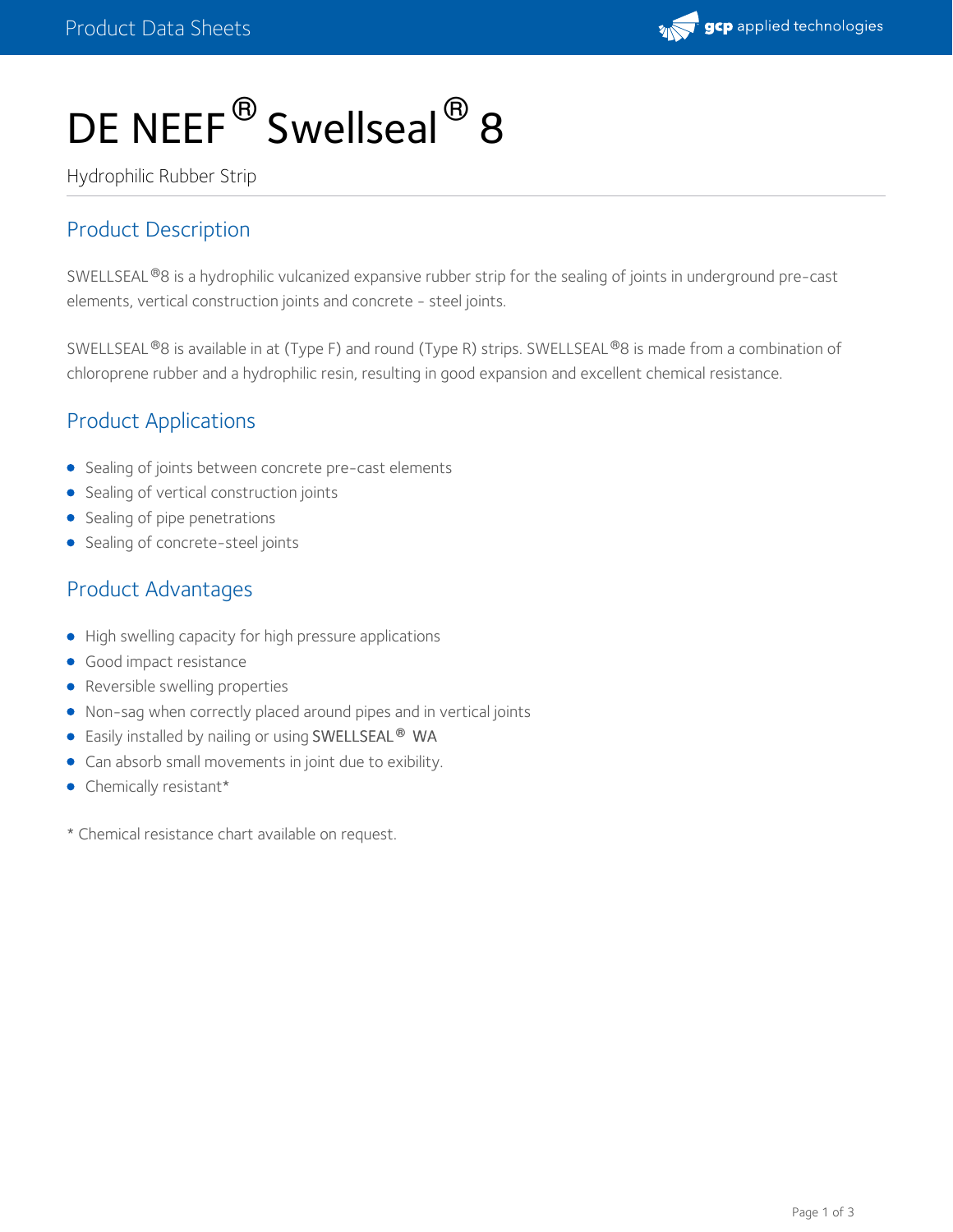# DE NEEF® Swellseal® 8

Hydrophilic Rubber Strip

## Product Description

SWELLSEAL®8 is a hydrophilic vulcanized expansive rubber strip for the sealing of joints in underground pre-cast elements, vertical construction joints and concrete - steel joints.

SWELLSEAL®8 is available in at (Type F) and round (Type R) strips. SWELLSEAL®8 is made from a combination of chloroprene rubber and a hydrophilic resin, resulting in good expansion and excellent chemical resistance.

## Product Applications

- Sealing of joints between concrete pre-cast elements
- Sealing of vertical construction joints
- Sealing of pipe penetrations
- Sealing of concrete-steel joints

## Product Advantages

- High swelling capacity for high pressure applications
- Good impact resistance
- Reversible swelling properties
- Non-sag when correctly placed around pipes and in vertical joints
- Easily installed by nailing or using SWELLSEAL® WA
- Can absorb small movements in joint due to exibility.
- Chemically resistant*

* Chemical resistance chart available on request.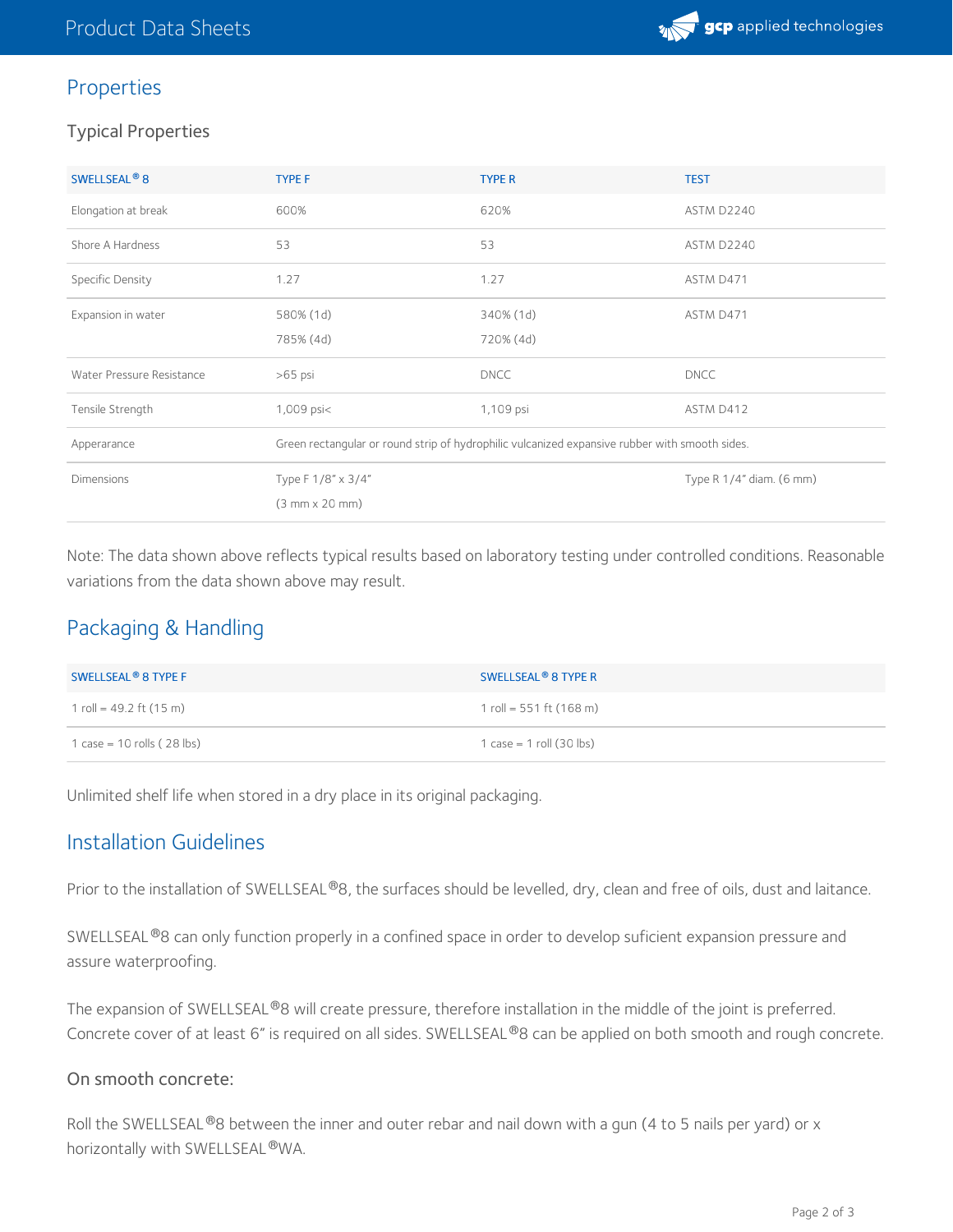## Properties

### Typical Properties

| SWELLSEAL® 8 | TYPE F | TYPE R | TEST |
|---|---|---|---|
| Elongation at break | 600% | 620% | ASTM D2240 |
| Shore A Hardness | 53 | 53 | ASTM D2240 |
| Specific Density | 1.27 | 1.27 | ASTM D471 |
| Expansion in water | 580% (1d)<br>785% (4d) | 340% (1d)<br>720% (4d) | ASTM D471 |
| Water Pressure Resistance | >65 psi | DNCC | DNCC |
| Tensile Strength | 1,009 psi< | 1,109 psi | ASTM D412 |
| Apperarance | Green rectangular or round strip of hydrophilic vulcanized expansive rubber with smooth sides. | | |
| Dimensions | Type F 1/8" x 3/4"<br>(3 mm x 20 mm) | | Type R 1/4" diam. (6 mm) |

Note: The data shown above reflects typical results based on laboratory testing under controlled conditions. Reasonable variations from the data shown above may result.

## Packaging & Handling

| SWELLSEAL® 8 TYPE F | SWELLSEAL® 8 TYPE R |
|---|---|
| 1 roll = 49.2 ft (15 m) | 1 roll = 551 ft (168 m) |
| 1 case = 10 rolls ( 28 lbs) | 1 case = 1 roll (30 lbs) |

Unlimited shelf life when stored in a dry place in its original packaging.

## Installation Guidelines

Prior to the installation of SWELLSEAL®8, the surfaces should be levelled, dry, clean and free of oils, dust and laitance.

SWELLSEAL®8 can only function properly in a confined space in order to develop suficient expansion pressure and assure waterproofing.

The expansion of SWELLSEAL®8 will create pressure, therefore installation in the middle of the joint is preferred. Concrete cover of at least 6" is required on all sides. SWELLSEAL®8 can be applied on both smooth and rough concrete.

### On smooth concrete:

Roll the SWELLSEAL®8 between the inner and outer rebar and nail down with a gun (4 to 5 nails per yard) or x horizontally with SWELLSEAL®WA.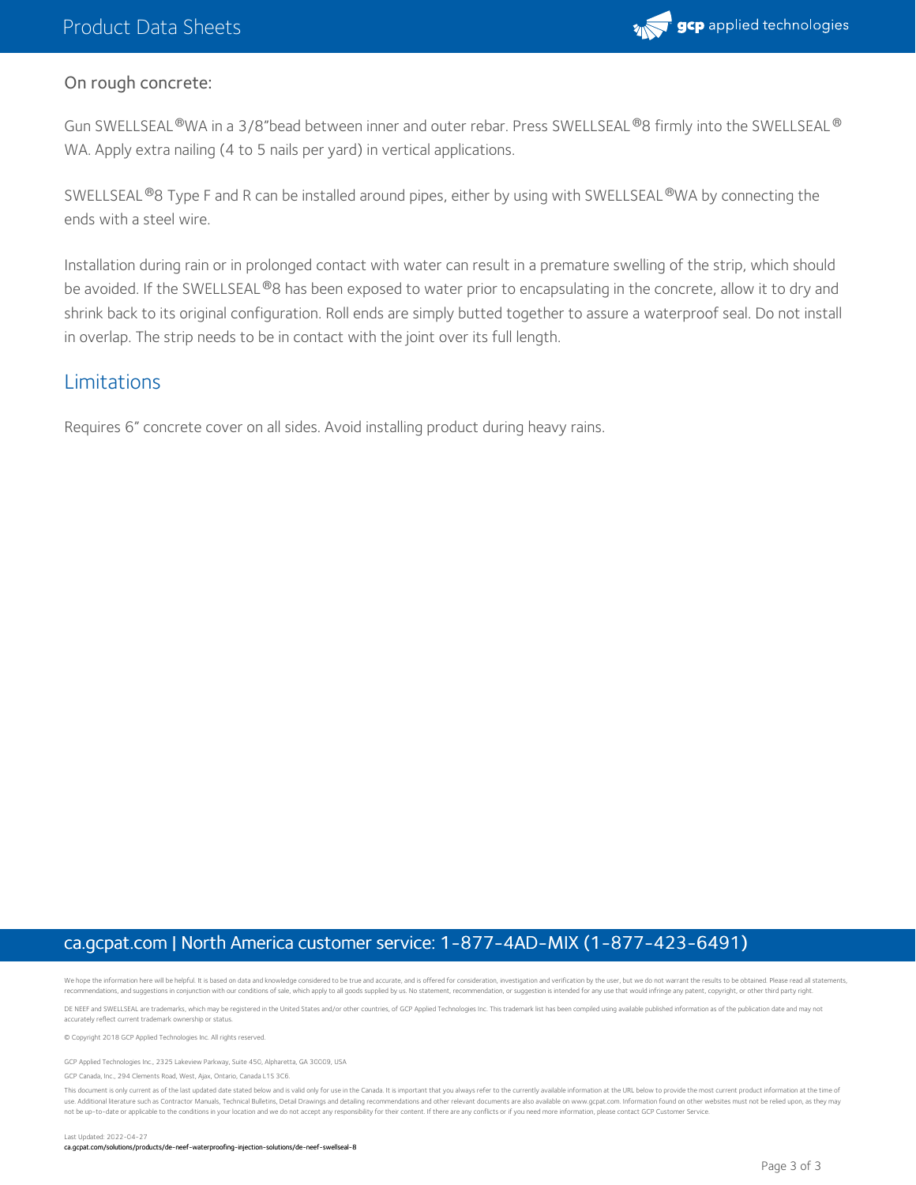On rough concrete:

Gun SWELLSEAL®WA in a 3/8"bead between inner and outer rebar. Press SWELLSEAL®8 firmly into the SWELLSEAL® WA. Apply extra nailing (4 to 5 nails per yard) in vertical applications.

SWELLSEAL®8 Type F and R can be installed around pipes, either by using with SWELLSEAL®WA by connecting the ends with a steel wire.

Installation during rain or in prolonged contact with water can result in a premature swelling of the strip, which should be avoided. If the SWELLSEAL®8 has been exposed to water prior to encapsulating in the concrete, allow it to dry and shrink back to its original configuration. Roll ends are simply butted together to assure a waterproof seal. Do not install in overlap. The strip needs to be in contact with the joint over its full length.

## Limitations

Requires 6" concrete cover on all sides. Avoid installing product during heavy rains.

ca.gcpat.com | North America customer service: 1-877-4AD-MIX (1-877-423-6491)

We hope the information here will be helpful. It is based on data and knowledge considered to be true and accurate, and is offered for consideration, investigation and verification by the user, but we do not warrant the results to be obtained. Please read all statements, recommendations, and suggestions in conjunction with our conditions of sale, which apply to all goods supplied by us. No statement, recommendation, or suggestion is intended for any use that would infringe any patent, copyright, or other third party right.

DE NEEF and SWELLSEAL are trademarks, which may be registered in the United States and/or other countries, of GCP Applied Technologies Inc. This trademark list has been compiled using available published information as of the publication date and may not accurately reflect current trademark ownership or status.

© Copyright 2018 GCP Applied Technologies Inc. All rights reserved.

GCP Applied Technologies Inc., 2325 Lakeview Parkway, Suite 450, Alpharetta, GA 30009, USA

GCP Canada, Inc., 294 Clements Road, West, Ajax, Ontario, Canada L1S 3C6.

This document is only current as of the last updated date stated below and is valid only for use in the Canada. It is important that you always refer to the currently available information at the URL below to provide the most current product information at the time of use. Additional literature such as Contractor Manuals, Technical Bulletins, Detail Drawings and detailing recommendations and other relevant documents are also available on www.gcpat.com. Information found on other websites must not be relied upon, as they may not be up-to-date or applicable to the conditions in your location and we do not accept any responsibility for their content. If there are any conflicts or if you need more information, please contact GCP Customer Service.

Last Updated: 2022-04-27

ca.gcpat.com/solutions/products/de-neef-waterproofing-injection-solutions/de-neef-swellseal-8